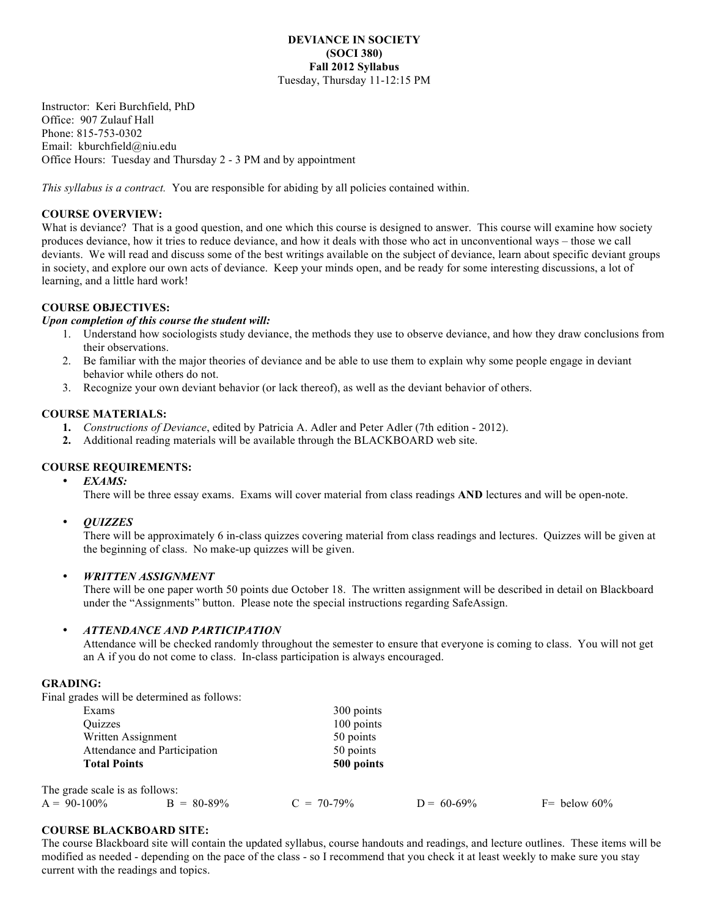# DEVIANCE IN SOCIETY
# (SOCI 380)
## Fall 2012 Syllabus

Tuesday, Thursday 11-12:15 PM

Instructor: Keri Burchfield, PhD
Office: 907 Zulauf Hall
Phone: 815-753-0302
Email: kburchfield@niu.edu
Office Hours: Tuesday and Thursday 2 - 3 PM and by appointment

*This syllabus is a contract.* You are responsible for abiding by all policies contained within.

**COURSE OVERVIEW:**

What is deviance? That is a good question, and one which this course is designed to answer. This course will examine how society produces deviance, how it tries to reduce deviance, and how it deals with those who act in unconventional ways – those we call deviants. We will read and discuss some of the best writings available on the subject of deviance, learn about specific deviant groups in society, and explore our own acts of deviance. Keep your minds open, and be ready for some interesting discussions, a lot of learning, and a little hard work!

**COURSE OBJECTIVES:**

***Upon completion of this course the student will:***

1. Understand how sociologists study deviance, the methods they use to observe deviance, and how they draw conclusions from their observations.
2. Be familiar with the major theories of deviance and be able to use them to explain why some people engage in deviant behavior while others do not.
3. Recognize your own deviant behavior (or lack thereof), as well as the deviant behavior of others.

**COURSE MATERIALS:**

1. *Constructions of Deviance*, edited by Patricia A. Adler and Peter Adler (7th edition - 2012).
2. Additional reading materials will be available through the BLACKBOARD web site.

**COURSE REQUIREMENTS:**

- ***EXAMS:***
  There will be three essay exams. Exams will cover material from class readings **AND** lectures and will be open-note.

- ***QUIZZES***
  There will be approximately 6 in-class quizzes covering material from class readings and lectures. Quizzes will be given at the beginning of class. No make-up quizzes will be given.

- ***WRITTEN ASSIGNMENT***
  There will be one paper worth 50 points due October 18. The written assignment will be described in detail on Blackboard under the "Assignments" button. Please note the special instructions regarding SafeAssign.

- ***ATTENDANCE AND PARTICIPATION***
  Attendance will be checked randomly throughout the semester to ensure that everyone is coming to class. You will not get an A if you do not come to class. In-class participation is always encouraged.

**GRADING:**

Final grades will be determined as follows:

| | |
|---|---|
| Exams | 300 points |
| Quizzes | 100 points |
| Written Assignment | 50 points |
| Attendance and Participation | 50 points |
| **Total Points** | **500 points** |

The grade scale is as follows:

| A = 90-100% | B = 80-89% | C = 70-79% | D = 60-69% | F= below 60% |
|---|---|---|---|---|

**COURSE BLACKBOARD SITE:**

The course Blackboard site will contain the updated syllabus, course handouts and readings, and lecture outlines. These items will be modified as needed - depending on the pace of the class - so I recommend that you check it at least weekly to make sure you stay current with the readings and topics.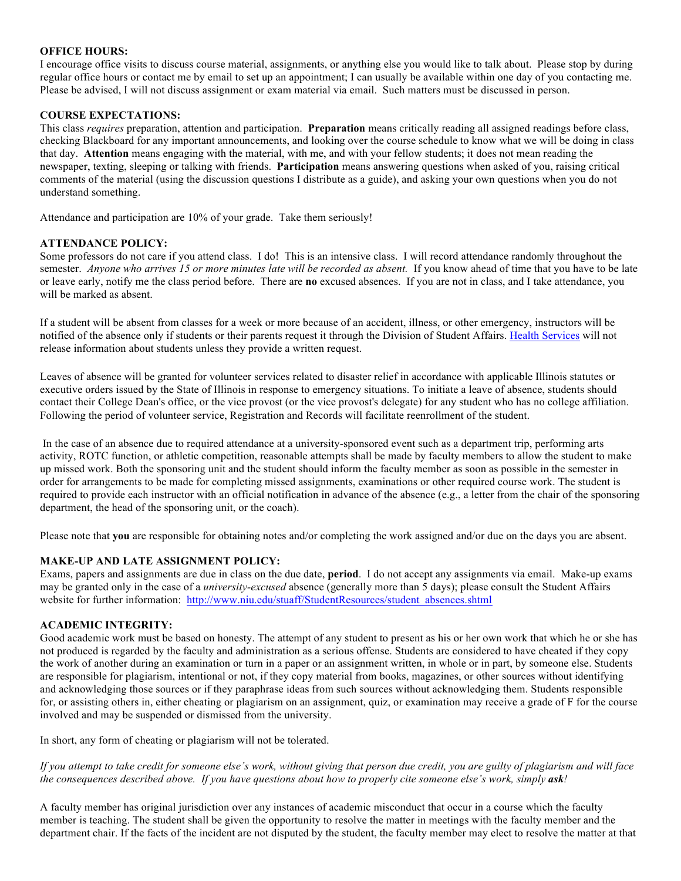**OFFICE HOURS:**
I encourage office visits to discuss course material, assignments, or anything else you would like to talk about. Please stop by during regular office hours or contact me by email to set up an appointment; I can usually be available within one day of you contacting me. Please be advised, I will not discuss assignment or exam material via email. Such matters must be discussed in person.

**COURSE EXPECTATIONS:**
This class *requires* preparation, attention and participation. **Preparation** means critically reading all assigned readings before class, checking Blackboard for any important announcements, and looking over the course schedule to know what we will be doing in class that day. **Attention** means engaging with the material, with me, and with your fellow students; it does not mean reading the newspaper, texting, sleeping or talking with friends. **Participation** means answering questions when asked of you, raising critical comments of the material (using the discussion questions I distribute as a guide), and asking your own questions when you do not understand something.

Attendance and participation are 10% of your grade. Take them seriously!

**ATTENDANCE POLICY:**
Some professors do not care if you attend class. I do! This is an intensive class. I will record attendance randomly throughout the semester. *Anyone who arrives 15 or more minutes late will be recorded as absent.* If you know ahead of time that you have to be late or leave early, notify me the class period before. There are **no** excused absences. If you are not in class, and I take attendance, you will be marked as absent.

If a student will be absent from classes for a week or more because of an accident, illness, or other emergency, instructors will be notified of the absence only if students or their parents request it through the Division of Student Affairs. Health Services will not release information about students unless they provide a written request.

Leaves of absence will be granted for volunteer services related to disaster relief in accordance with applicable Illinois statutes or executive orders issued by the State of Illinois in response to emergency situations. To initiate a leave of absence, students should contact their College Dean's office, or the vice provost (or the vice provost's delegate) for any student who has no college affiliation. Following the period of volunteer service, Registration and Records will facilitate reenrollment of the student.

In the case of an absence due to required attendance at a university-sponsored event such as a department trip, performing arts activity, ROTC function, or athletic competition, reasonable attempts shall be made by faculty members to allow the student to make up missed work. Both the sponsoring unit and the student should inform the faculty member as soon as possible in the semester in order for arrangements to be made for completing missed assignments, examinations or other required course work. The student is required to provide each instructor with an official notification in advance of the absence (e.g., a letter from the chair of the sponsoring department, the head of the sponsoring unit, or the coach).

Please note that **you** are responsible for obtaining notes and/or completing the work assigned and/or due on the days you are absent.

**MAKE-UP AND LATE ASSIGNMENT POLICY:**
Exams, papers and assignments are due in class on the due date, **period**. I do not accept any assignments via email. Make-up exams may be granted only in the case of a *university-excused* absence (generally more than 5 days); please consult the Student Affairs website for further information: http://www.niu.edu/stuaff/StudentResources/student_absences.shtml

**ACADEMIC INTEGRITY:**
Good academic work must be based on honesty. The attempt of any student to present as his or her own work that which he or she has not produced is regarded by the faculty and administration as a serious offense. Students are considered to have cheated if they copy the work of another during an examination or turn in a paper or an assignment written, in whole or in part, by someone else. Students are responsible for plagiarism, intentional or not, if they copy material from books, magazines, or other sources without identifying and acknowledging those sources or if they paraphrase ideas from such sources without acknowledging them. Students responsible for, or assisting others in, either cheating or plagiarism on an assignment, quiz, or examination may receive a grade of F for the course involved and may be suspended or dismissed from the university.

In short, any form of cheating or plagiarism will not be tolerated.

*If you attempt to take credit for someone else's work, without giving that person due credit, you are guilty of plagiarism and will face the consequences described above. If you have questions about how to properly cite someone else's work, simply* ***ask****!*

A faculty member has original jurisdiction over any instances of academic misconduct that occur in a course which the faculty member is teaching. The student shall be given the opportunity to resolve the matter in meetings with the faculty member and the department chair. If the facts of the incident are not disputed by the student, the faculty member may elect to resolve the matter at that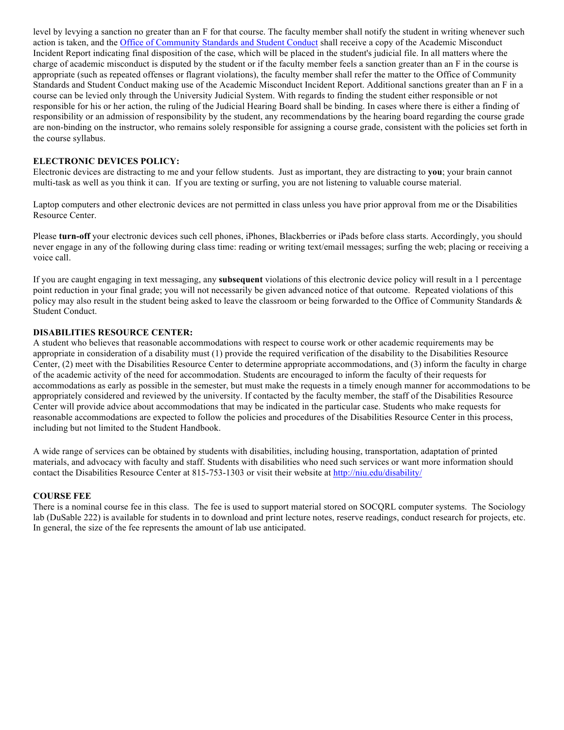level by levying a sanction no greater than an F for that course. The faculty member shall notify the student in writing whenever such action is taken, and the Office of Community Standards and Student Conduct shall receive a copy of the Academic Misconduct Incident Report indicating final disposition of the case, which will be placed in the student's judicial file. In all matters where the charge of academic misconduct is disputed by the student or if the faculty member feels a sanction greater than an F in the course is appropriate (such as repeated offenses or flagrant violations), the faculty member shall refer the matter to the Office of Community Standards and Student Conduct making use of the Academic Misconduct Incident Report. Additional sanctions greater than an F in a course can be levied only through the University Judicial System. With regards to finding the student either responsible or not responsible for his or her action, the ruling of the Judicial Hearing Board shall be binding. In cases where there is either a finding of responsibility or an admission of responsibility by the student, any recommendations by the hearing board regarding the course grade are non-binding on the instructor, who remains solely responsible for assigning a course grade, consistent with the policies set forth in the course syllabus.

**ELECTRONIC DEVICES POLICY:**

Electronic devices are distracting to me and your fellow students. Just as important, they are distracting to **you**; your brain cannot multi-task as well as you think it can. If you are texting or surfing, you are not listening to valuable course material.

Laptop computers and other electronic devices are not permitted in class unless you have prior approval from me or the Disabilities Resource Center.

Please **turn-off** your electronic devices such cell phones, iPhones, Blackberries or iPads before class starts. Accordingly, you should never engage in any of the following during class time: reading or writing text/email messages; surfing the web; placing or receiving a voice call.

If you are caught engaging in text messaging, any **subsequent** violations of this electronic device policy will result in a 1 percentage point reduction in your final grade; you will not necessarily be given advanced notice of that outcome. Repeated violations of this policy may also result in the student being asked to leave the classroom or being forwarded to the Office of Community Standards & Student Conduct.

**DISABILITIES RESOURCE CENTER:**

A student who believes that reasonable accommodations with respect to course work or other academic requirements may be appropriate in consideration of a disability must (1) provide the required verification of the disability to the Disabilities Resource Center, (2) meet with the Disabilities Resource Center to determine appropriate accommodations, and (3) inform the faculty in charge of the academic activity of the need for accommodation. Students are encouraged to inform the faculty of their requests for accommodations as early as possible in the semester, but must make the requests in a timely enough manner for accommodations to be appropriately considered and reviewed by the university. If contacted by the faculty member, the staff of the Disabilities Resource Center will provide advice about accommodations that may be indicated in the particular case. Students who make requests for reasonable accommodations are expected to follow the policies and procedures of the Disabilities Resource Center in this process, including but not limited to the Student Handbook.

A wide range of services can be obtained by students with disabilities, including housing, transportation, adaptation of printed materials, and advocacy with faculty and staff. Students with disabilities who need such services or want more information should contact the Disabilities Resource Center at 815-753-1303 or visit their website at http://niu.edu/disability/

**COURSE FEE**

There is a nominal course fee in this class. The fee is used to support material stored on SOCQRL computer systems. The Sociology lab (DuSable 222) is available for students in to download and print lecture notes, reserve readings, conduct research for projects, etc. In general, the size of the fee represents the amount of lab use anticipated.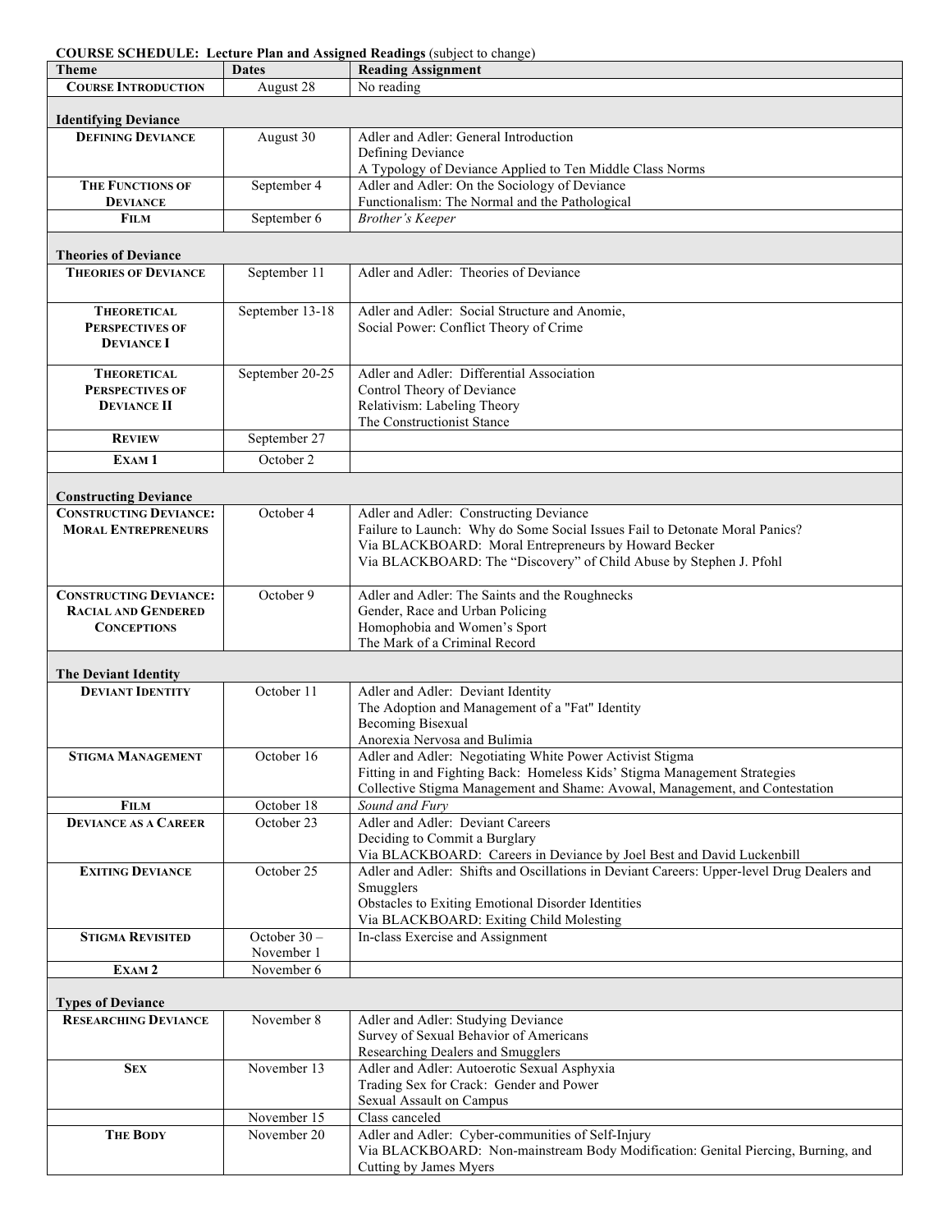**COURSE SCHEDULE: Lecture Plan and Assigned Readings** (subject to change)

| Theme | Dates | Reading Assignment |
|---|---|---|
| **COURSE INTRODUCTION** | August 28 | No reading |
| **Identifying Deviance** | | |
| **DEFINING DEVIANCE** | August 30 | Adler and Adler: General Introduction<br>Defining Deviance<br>A Typology of Deviance Applied to Ten Middle Class Norms |
| **THE FUNCTIONS OF DEVIANCE** | September 4 | Adler and Adler: On the Sociology of Deviance<br>Functionalism: The Normal and the Pathological |
| **FILM** | September 6 | *Brother's Keeper* |
| **Theories of Deviance** | | |
| **THEORIES OF DEVIANCE** | September 11 | Adler and Adler: Theories of Deviance |
| **THEORETICAL PERSPECTIVES OF DEVIANCE I** | September 13-18 | Adler and Adler: Social Structure and Anomie,<br>Social Power: Conflict Theory of Crime |
| **THEORETICAL PERSPECTIVES OF DEVIANCE II** | September 20-25 | Adler and Adler: Differential Association<br>Control Theory of Deviance<br>Relativism: Labeling Theory<br>The Constructionist Stance |
| **REVIEW** | September 27 | |
| **EXAM 1** | October 2 | |
| **Constructing Deviance** | | |
| **CONSTRUCTING DEVIANCE: MORAL ENTREPRENEURS** | October 4 | Adler and Adler: Constructing Deviance<br>Failure to Launch: Why do Some Social Issues Fail to Detonate Moral Panics?<br>Via BLACKBOARD: Moral Entrepreneurs by Howard Becker<br>Via BLACKBOARD: The "Discovery" of Child Abuse by Stephen J. Pfohl |
| **CONSTRUCTING DEVIANCE: RACIAL AND GENDERED CONCEPTIONS** | October 9 | Adler and Adler: The Saints and the Roughnecks<br>Gender, Race and Urban Policing<br>Homophobia and Women's Sport<br>The Mark of a Criminal Record |
| **The Deviant Identity** | | |
| **DEVIANT IDENTITY** | October 11 | Adler and Adler: Deviant Identity<br>The Adoption and Management of a "Fat" Identity<br>Becoming Bisexual<br>Anorexia Nervosa and Bulimia |
| **STIGMA MANAGEMENT** | October 16 | Adler and Adler: Negotiating White Power Activist Stigma<br>Fitting in and Fighting Back: Homeless Kids' Stigma Management Strategies<br>Collective Stigma Management and Shame: Avowal, Management, and Contestation |
| **FILM** | October 18 | *Sound and Fury* |
| **DEVIANCE AS A CAREER** | October 23 | Adler and Adler: Deviant Careers<br>Deciding to Commit a Burglary<br>Via BLACKBOARD: Careers in Deviance by Joel Best and David Luckenbill |
| **EXITING DEVIANCE** | October 25 | Adler and Adler: Shifts and Oscillations in Deviant Careers: Upper-level Drug Dealers and Smugglers<br>Obstacles to Exiting Emotional Disorder Identities<br>Via BLACKBOARD: Exiting Child Molesting |
| **STIGMA REVISITED** | October 30 – November 1 | In-class Exercise and Assignment |
| **EXAM 2** | November 6 | |
| **Types of Deviance** | | |
| **RESEARCHING DEVIANCE** | November 8 | Adler and Adler: Studying Deviance<br>Survey of Sexual Behavior of Americans<br>Researching Dealers and Smugglers |
| **SEX** | November 13 | Adler and Adler: Autoerotic Sexual Asphyxia<br>Trading Sex for Crack: Gender and Power<br>Sexual Assault on Campus |
| | November 15 | Class canceled |
| **THE BODY** | November 20 | Adler and Adler: Cyber-communities of Self-Injury<br>Via BLACKBOARD: Non-mainstream Body Modification: Genital Piercing, Burning, and Cutting by James Myers |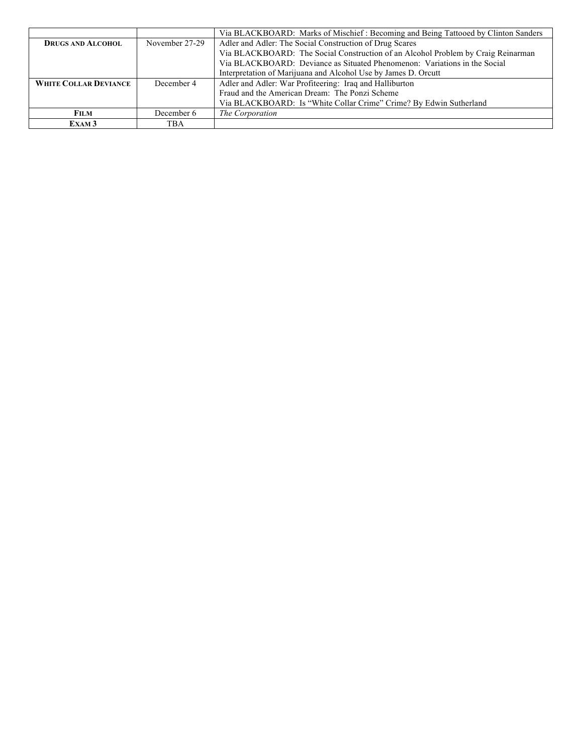| | | |
|---|---|---|
| | | Via BLACKBOARD: Marks of Mischief : Becoming and Being Tattooed by Clinton Sanders |
| **Drugs and Alcohol** | November 27-29 | Adler and Adler: The Social Construction of Drug Scares<br>Via BLACKBOARD: The Social Construction of an Alcohol Problem by Craig Reinarman<br>Via BLACKBOARD: Deviance as Situated Phenomenon: Variations in the Social Interpretation of Marijuana and Alcohol Use by James D. Orcutt |
| **White Collar Deviance** | December 4 | Adler and Adler: War Profiteering: Iraq and Halliburton<br>Fraud and the American Dream: The Ponzi Scheme<br>Via BLACKBOARD: Is "White Collar Crime" Crime? By Edwin Sutherland |
| **Film** | December 6 | *The Corporation* |
| **Exam 3** | TBA | |